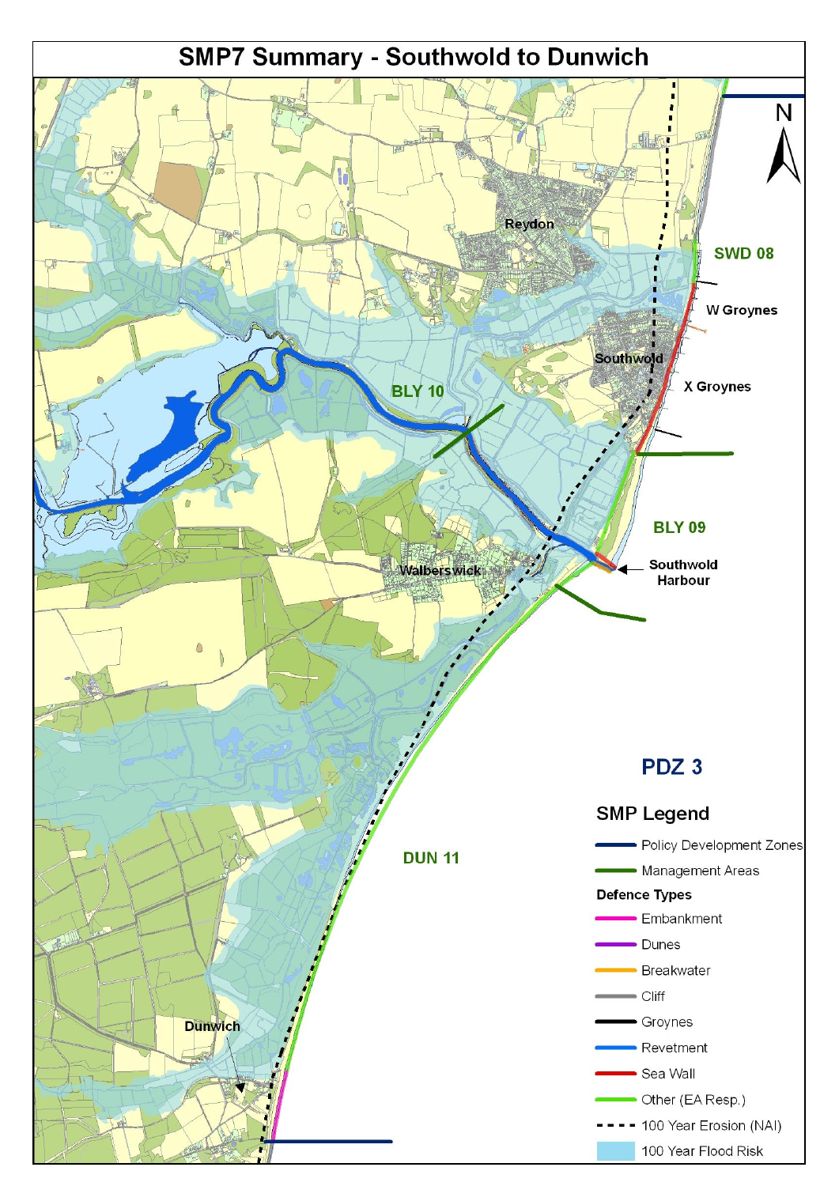# SMP7 Summary - Southwold to Dunwich

Reydon

SWD 08

W Groynes

Southwold

X Groynes

BLY 10

BLY 09

Southwold Harbour

Walberswick

PDZ 3

DUN 11

Dunwich

## SMP Legend

- Policy Development Zones
- Management Areas

**Defence Types**

- Embankment
- Dunes
- Breakwater
- Cliff
- Groynes
- Revetment
- Sea Wall
- Other (EA Resp.)
- 100 Year Erosion (NAI)
- 100 Year Flood Risk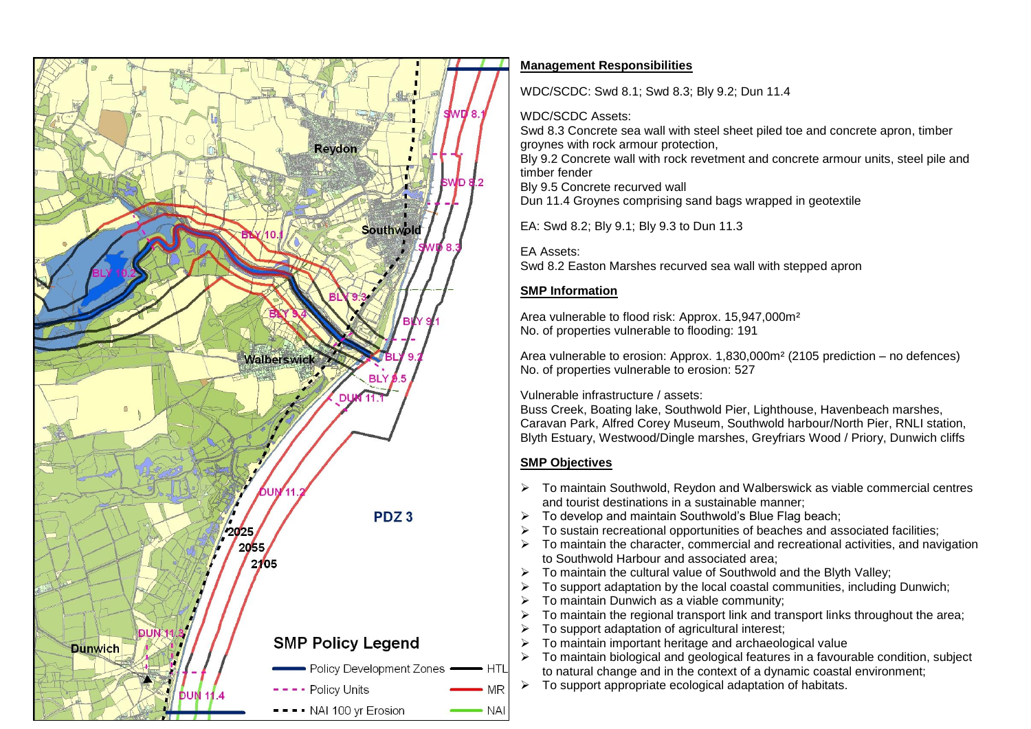PDZ 3

SMP Policy Legend

- Policy Development Zones
- Policy Units
- NAI 100 yr Erosion
- HTL
- MR
- NAI

## Management Responsibilities

WDC/SCDC: Swd 8.1; Swd 8.3; Bly 9.2; Dun 11.4

WDC/SCDC Assets:
Swd 8.3 Concrete sea wall with steel sheet piled toe and concrete apron, timber groynes with rock armour protection,
Bly 9.2 Concrete wall with rock revetment and concrete armour units, steel pile and timber fender
Bly 9.5 Concrete recurved wall
Dun 11.4 Groynes comprising sand bags wrapped in geotextile

EA: Swd 8.2; Bly 9.1; Bly 9.3 to Dun 11.3

EA Assets:
Swd 8.2 Easton Marshes recurved sea wall with stepped apron

## SMP Information

Area vulnerable to flood risk: Approx. 15,947,000m²
No. of properties vulnerable to flooding: 191

Area vulnerable to erosion: Approx. 1,830,000m² (2105 prediction – no defences)
No. of properties vulnerable to erosion: 527

Vulnerable infrastructure / assets:
Buss Creek, Boating lake, Southwold Pier, Lighthouse, Havenbeach marshes, Caravan Park, Alfred Corey Museum, Southwold harbour/North Pier, RNLI station, Blyth Estuary, Westwood/Dingle marshes, Greyfriars Wood / Priory, Dunwich cliffs

## SMP Objectives

- To maintain Southwold, Reydon and Walberswick as viable commercial centres and tourist destinations in a sustainable manner;
- To develop and maintain Southwold's Blue Flag beach;
- To sustain recreational opportunities of beaches and associated facilities;
- To maintain the character, commercial and recreational activities, and navigation to Southwold Harbour and associated area;
- To maintain the cultural value of Southwold and the Blyth Valley;
- To support adaptation by the local coastal communities, including Dunwich;
- To maintain Dunwich as a viable community;
- To maintain the regional transport link and transport links throughout the area;
- To support adaptation of agricultural interest;
- To maintain important heritage and archaeological value
- To maintain biological and geological features in a favourable condition, subject to natural change and in the context of a dynamic coastal environment;
- To support appropriate ecological adaptation of habitats.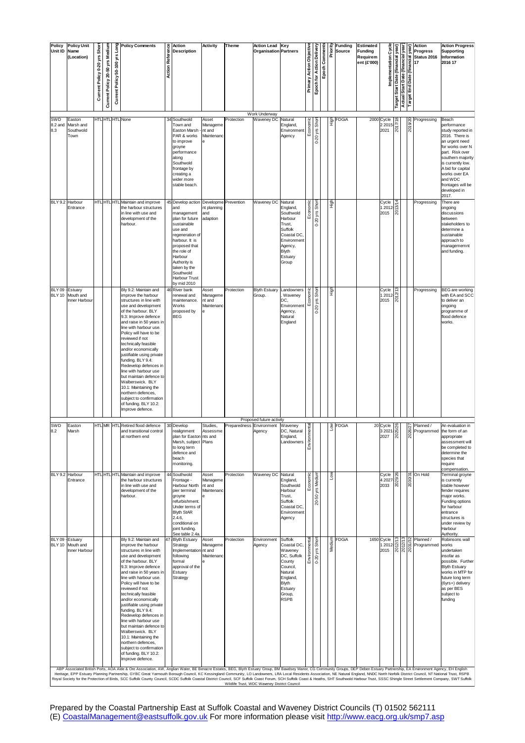| Policy Unit ID | Policy Unit Name (Location) | Current Policy 0-20 yrs Short | Current Policy 20-50 yrs Medium | Current Policy 50-100 yrs Long | Policy Comments | Action Reference | Action Description | Activity | Theme | Action Lead Organisation | Key Partners | Primary Action Objective | Epoch for Action Delivery | Epoch Comments | Priority | Funding Source | Estimated Funding Requirement (£'000) | Implementation Cycle | Target Start Date (financial year) | Actual Start Date (financial year) | Target End Date (financial year) | Action Progress Status 2016 17 | Action Progress Supporting Information 2016 17 |
|---|---|---|---|---|---|---|---|---|---|---|---|---|---|---|---|---|---|---|---|---|---|---|---|
| | | | | | | | | | | Work Underway | | | | | | | | | | | | | |
| SWD 8.2 and 8.3 | Easton Marsh and Southwold Town | HTL | HTL | HTL | None | 34 | Southwold Town and Easton Marsh - PAR & works to improve groyne performance along Southwold frontage by creating a wider more stable beach. | Asset Management and Maintenance | Protection | Waveney DC | Natural England, Environment Agency | Economic | 0-20 yrs Short | | High | FDGiA | 2000 | Cycle 2 2015-2021 | 2017/18 | | 2019/20 | Progressing | Beach performance study reported in 2016. There is an urgent need for works over N part. Risk over southern majority is currently low. A bid for capital works over EA and WDC frontages will be developed in 2017. |
| BLY 9.2 | Harbour Entrance | HTL | HTL | HTL | Maintain and improve the harbour structures in line with use and development of the harbour. | 45 | Develop action and management plan for future sustainable use and regeneration of harbour. It is proposed that the role of Harbour Authority is taken by the Southwold Harbour Trust by mid 2010 | Development planning and adaption | Prevention | Waveney DC | Natural England, Southwold Harbour Trust, Suffolk Coastal DC, Environment Agency, Blyth Estuary Group | Economic | 0-20 yrs Short | | High | | | Cycle 1 2012-2015 | 2013/14 | | | Progressing | There are ongoing discussions between stakeholders to determine a sustainable approach to managememnt and funding. |
| BLY 09 - BLY 10 | Estuary Mouth and Inner Harbour | | | | Bly 9.2: Maintain and improve the harbour structures in line with use and development of the harbour. BLY 9.3: Improve defence and raise in 50 years in line with harbour use. Policy will have to be reviewed if not technically feasible and/or economically justifiable using private funding. BLY 9.4: Redevelop defences in line with harbour use but maintain defence to Walberswick. BLY 10.1: Maintaining the northern defences, subject to confirmation of funding. BLY 10.2: Improve defence. | 46 | River bank renewal and maintenance. Works proposed by BEG | Asset Management and Maintenance | Protection | Blyth Estuary Group. | Landowners, Waveney DC, Environment Agency, Natural England | Economic | 0-20 yrs Short | | High | | | Cycle 1 2012-2015 | 2012/13 | | | Progressing | BEG are working with EA and SCC to deliver an ongoing programme of flood defence works. |
| | | | | | | | | | | Proposed future activity | | | | | | | | | | | | | |
| SWD 8.2 | Easton Marsh | HTL | MR | HTL | Retired flood defence and transitional control at northern end | 30 | Develop realignment plan for Easton Marsh, subject to long term defence and beach monitoring. | Studies, Assessments and Plans | Preparedness | Environment Agency | Waveney DC, Natural England, Landowners | Environmental | | | Low | FDGiA | 20 | Cycle 3 2021-2027 | 2025/26 | | 2026/27 | Planned / Programmed | An evaluation in the form of an appropriate assessment will be completed to determine the species that require compensation. |
| BLY 9.2 | Harbour Entrance | HTL | HTL | HTL | Maintain and improve the harbour structures in line with use and development of the harbour. | 44 | Southwold Frontage - Harbour North pier terminal groyne refurbishment. Under terms of Blyth StAR 2.4.6, conditional on joint funding. See table 2.4a. | Asset Management and Maintenance | Protection | Waveney DC | Natural England, Southwold Harbour Trust, Suffolk Coastal DC, Environment Agency | Economic | 20-50 yrs Medium | | Low | | | Cycle 4 2027-2033 | 2025/26 | | 2030/31 | On Hold | Terminal groyne is currently stable however fender requires major works. Funding options for harbour entrance structures is under review by Harbour Authority. |
| BLY 09 - BLY 10 | Estuary Mouth and Inner Harbour | | | | Bly 9.2: Maintain and improve the harbour structures in line with use and development of the harbour. BLY 9.3: Improve defence and raise in 50 years in line with harbour use. Policy will have to be reviewed if not technically feasible and/or economically justifiable using private funding. BLY 9.4: Redevelop defences in line with harbour use but maintain defence to Walberswick. BLY 10.1: Maintaining the northern defences, subject to confirmation of funding. BLY 10.2: Improve defence. | 47 | Blyth Estuary Strategy Implementation following formal approval of the Estuary Strategy | Asset Management and Maintenance | Protection | Environment Agency | Suffolk Coastal DC, Waveney DC, Suffolk County Council, Natural England, Blyth Estuary Group, RSPB | Environmental | 0-20 yrs Short | | Medium | FDGiA | 1650 | Cycle 1 2012-2015 | 2012/13 | 2012/13 | 2031/32 | Planned / Programmed | Robinsons wall works undertaken insofar as possible. Further Blyth Estuary works in MTP for future long term (6yrs+) delivery as per BES subject to funding |

ABP Associated British Ports, AOA Alde & Ore Association, AW, Anglian Water, BE Benacre Estates, BEG, Blyth Estuary Group, BM Bawdsey Manor, CG Community Groups, DEP Deben Estuary Partnership, EA Environment Agency, EH English Heritage, EPP Estuary Planning Partnership, GYBC Great Yarmouth Borough Council, KC Kessingland Community, LO Landowners, LRA Local Residents Association, NE Natural England, NNDC North Norfolk District Council, NT National Trust, RSPB Royal Society for the Protection of Birds, SCC Suffolk County Council, SCDC Suffolk Coastal District Council, SCF Suffolk Coast Forum, SCH Suffolk Coast & Heaths, SHT Southwold Harbour Trust, SSSC Shingle Street Settlement Company, SWT Suffolk Wildlife Trust, WDC Waveney District Council

Prepared by the Coastal Partnership East at Suffolk Coastal and Waveney District Councils (T) 01502 562111
(E) CoastalManagement@eastsuffolk.gov.uk For more information please visit http://www.eacg.org.uk/smp7.asp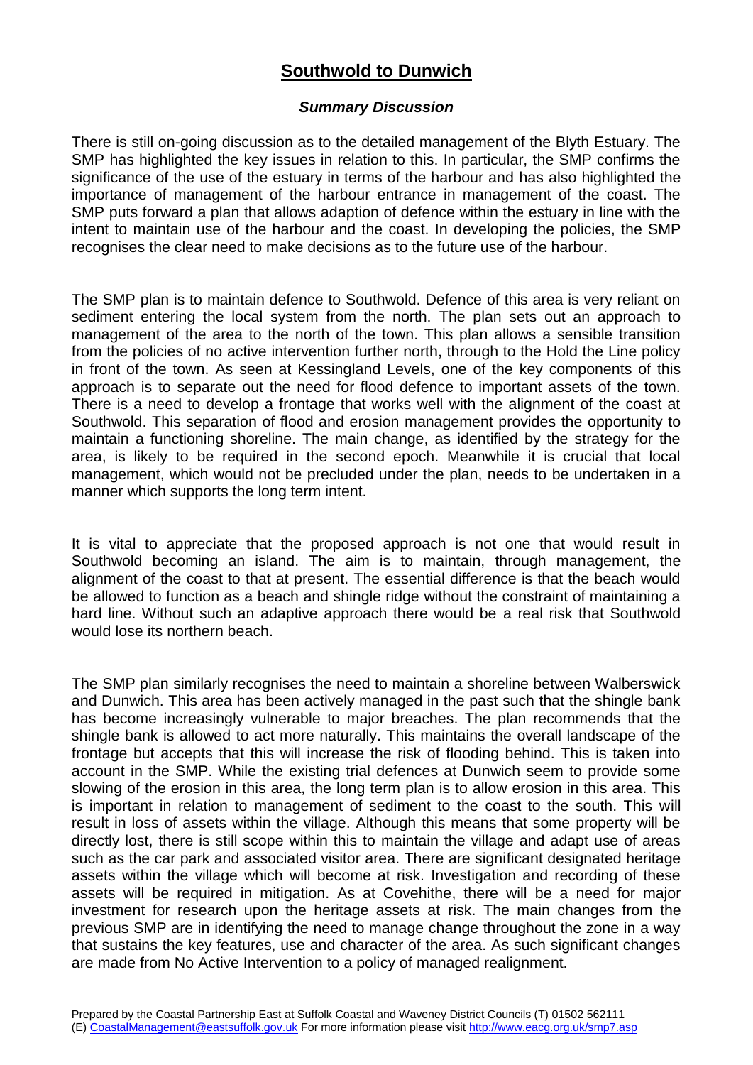# Southwold to Dunwich

***Summary Discussion***

There is still on-going discussion as to the detailed management of the Blyth Estuary. The SMP has highlighted the key issues in relation to this. In particular, the SMP confirms the significance of the use of the estuary in terms of the harbour and has also highlighted the importance of management of the harbour entrance in management of the coast. The SMP puts forward a plan that allows adaption of defence within the estuary in line with the intent to maintain use of the harbour and the coast. In developing the policies, the SMP recognises the clear need to make decisions as to the future use of the harbour.

The SMP plan is to maintain defence to Southwold. Defence of this area is very reliant on sediment entering the local system from the north. The plan sets out an approach to management of the area to the north of the town. This plan allows a sensible transition from the policies of no active intervention further north, through to the Hold the Line policy in front of the town. As seen at Kessingland Levels, one of the key components of this approach is to separate out the need for flood defence to important assets of the town. There is a need to develop a frontage that works well with the alignment of the coast at Southwold. This separation of flood and erosion management provides the opportunity to maintain a functioning shoreline. The main change, as identified by the strategy for the area, is likely to be required in the second epoch. Meanwhile it is crucial that local management, which would not be precluded under the plan, needs to be undertaken in a manner which supports the long term intent.

It is vital to appreciate that the proposed approach is not one that would result in Southwold becoming an island. The aim is to maintain, through management, the alignment of the coast to that at present. The essential difference is that the beach would be allowed to function as a beach and shingle ridge without the constraint of maintaining a hard line. Without such an adaptive approach there would be a real risk that Southwold would lose its northern beach.

The SMP plan similarly recognises the need to maintain a shoreline between Walberswick and Dunwich. This area has been actively managed in the past such that the shingle bank has become increasingly vulnerable to major breaches. The plan recommends that the shingle bank is allowed to act more naturally. This maintains the overall landscape of the frontage but accepts that this will increase the risk of flooding behind. This is taken into account in the SMP. While the existing trial defences at Dunwich seem to provide some slowing of the erosion in this area, the long term plan is to allow erosion in this area. This is important in relation to management of sediment to the coast to the south. This will result in loss of assets within the village. Although this means that some property will be directly lost, there is still scope within this to maintain the village and adapt use of areas such as the car park and associated visitor area. There are significant designated heritage assets within the village which will become at risk. Investigation and recording of these assets will be required in mitigation. As at Covehithe, there will be a need for major investment for research upon the heritage assets at risk. The main changes from the previous SMP are in identifying the need to manage change throughout the zone in a way that sustains the key features, use and character of the area. As such significant changes are made from No Active Intervention to a policy of managed realignment.

Prepared by the Coastal Partnership East at Suffolk Coastal and Waveney District Councils (T) 01502 562111 (E) CoastalManagement@eastsuffolk.gov.uk For more information please visit http://www.eacg.org.uk/smp7.asp